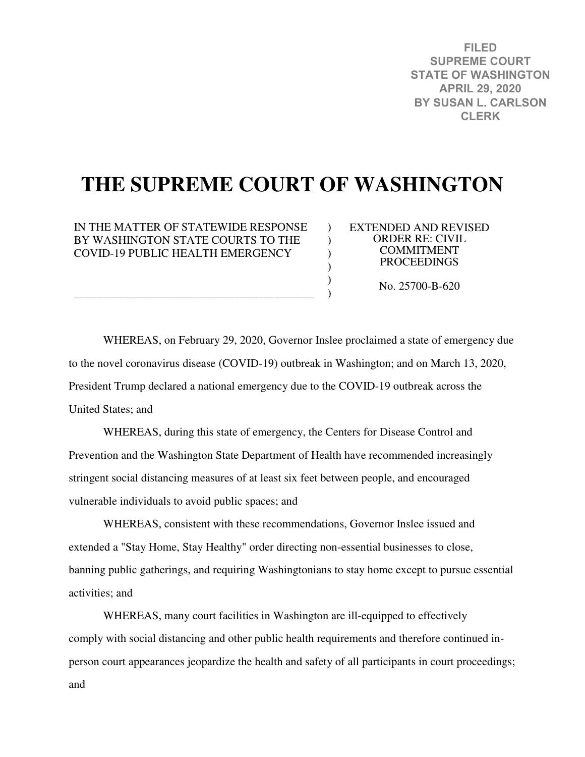FILED
SUPREME COURT
STATE OF WASHINGTON
APRIL 29, 2020
BY SUSAN L. CARLSON
CLERK

# THE SUPREME COURT OF WASHINGTON

| IN THE MATTER OF STATEWIDE RESPONSE BY WASHINGTON STATE COURTS TO THE COVID-19 PUBLIC HEALTH EMERGENCY | EXTENDED AND REVISED ORDER RE: CIVIL COMMITMENT PROCEEDINGS<br><br>No. 25700-B-620 |
| --- | --- |

WHEREAS, on February 29, 2020, Governor Inslee proclaimed a state of emergency due to the novel coronavirus disease (COVID-19) outbreak in Washington; and on March 13, 2020, President Trump declared a national emergency due to the COVID-19 outbreak across the United States; and

WHEREAS, during this state of emergency, the Centers for Disease Control and Prevention and the Washington State Department of Health have recommended increasingly stringent social distancing measures of at least six feet between people, and encouraged vulnerable individuals to avoid public spaces; and

WHEREAS, consistent with these recommendations, Governor Inslee issued and extended a "Stay Home, Stay Healthy" order directing non-essential businesses to close, banning public gatherings, and requiring Washingtonians to stay home except to pursue essential activities; and

WHEREAS, many court facilities in Washington are ill-equipped to effectively comply with social distancing and other public health requirements and therefore continued in-person court appearances jeopardize the health and safety of all participants in court proceedings; and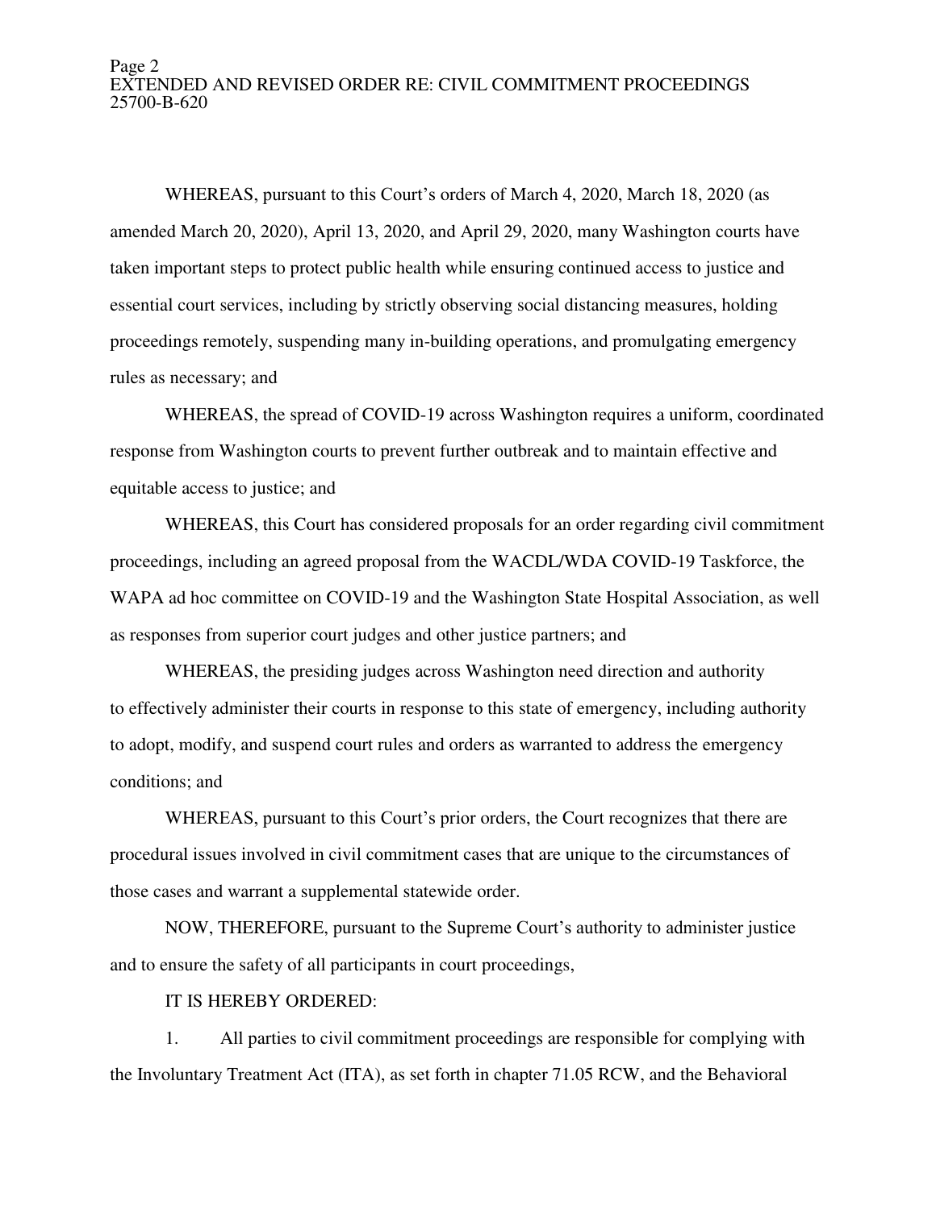WHEREAS, pursuant to this Court's orders of March 4, 2020, March 18, 2020 (as amended March 20, 2020), April 13, 2020, and April 29, 2020, many Washington courts have taken important steps to protect public health while ensuring continued access to justice and essential court services, including by strictly observing social distancing measures, holding proceedings remotely, suspending many in-building operations, and promulgating emergency rules as necessary; and

WHEREAS, the spread of COVID-19 across Washington requires a uniform, coordinated response from Washington courts to prevent further outbreak and to maintain effective and equitable access to justice; and

WHEREAS, this Court has considered proposals for an order regarding civil commitment proceedings, including an agreed proposal from the WACDL/WDA COVID-19 Taskforce, the WAPA ad hoc committee on COVID-19 and the Washington State Hospital Association, as well as responses from superior court judges and other justice partners; and

WHEREAS, the presiding judges across Washington need direction and authority to effectively administer their courts in response to this state of emergency, including authority to adopt, modify, and suspend court rules and orders as warranted to address the emergency conditions; and

WHEREAS, pursuant to this Court's prior orders, the Court recognizes that there are procedural issues involved in civil commitment cases that are unique to the circumstances of those cases and warrant a supplemental statewide order.

NOW, THEREFORE, pursuant to the Supreme Court's authority to administer justice and to ensure the safety of all participants in court proceedings,

IT IS HEREBY ORDERED:

1. All parties to civil commitment proceedings are responsible for complying with the Involuntary Treatment Act (ITA), as set forth in chapter 71.05 RCW, and the Behavioral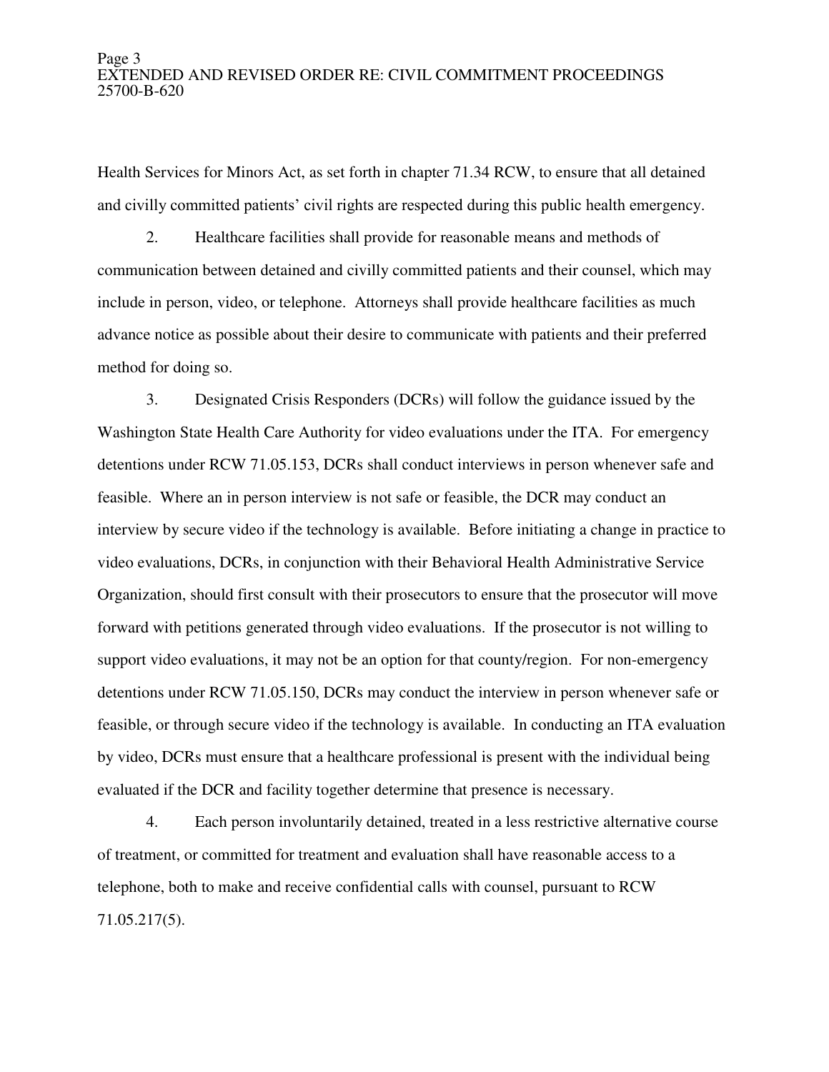Health Services for Minors Act, as set forth in chapter 71.34 RCW, to ensure that all detained and civilly committed patients' civil rights are respected during this public health emergency.

2. Healthcare facilities shall provide for reasonable means and methods of communication between detained and civilly committed patients and their counsel, which may include in person, video, or telephone. Attorneys shall provide healthcare facilities as much advance notice as possible about their desire to communicate with patients and their preferred method for doing so.

3. Designated Crisis Responders (DCRs) will follow the guidance issued by the Washington State Health Care Authority for video evaluations under the ITA. For emergency detentions under RCW 71.05.153, DCRs shall conduct interviews in person whenever safe and feasible. Where an in person interview is not safe or feasible, the DCR may conduct an interview by secure video if the technology is available. Before initiating a change in practice to video evaluations, DCRs, in conjunction with their Behavioral Health Administrative Service Organization, should first consult with their prosecutors to ensure that the prosecutor will move forward with petitions generated through video evaluations. If the prosecutor is not willing to support video evaluations, it may not be an option for that county/region. For non-emergency detentions under RCW 71.05.150, DCRs may conduct the interview in person whenever safe or feasible, or through secure video if the technology is available. In conducting an ITA evaluation by video, DCRs must ensure that a healthcare professional is present with the individual being evaluated if the DCR and facility together determine that presence is necessary.

4. Each person involuntarily detained, treated in a less restrictive alternative course of treatment, or committed for treatment and evaluation shall have reasonable access to a telephone, both to make and receive confidential calls with counsel, pursuant to RCW 71.05.217(5).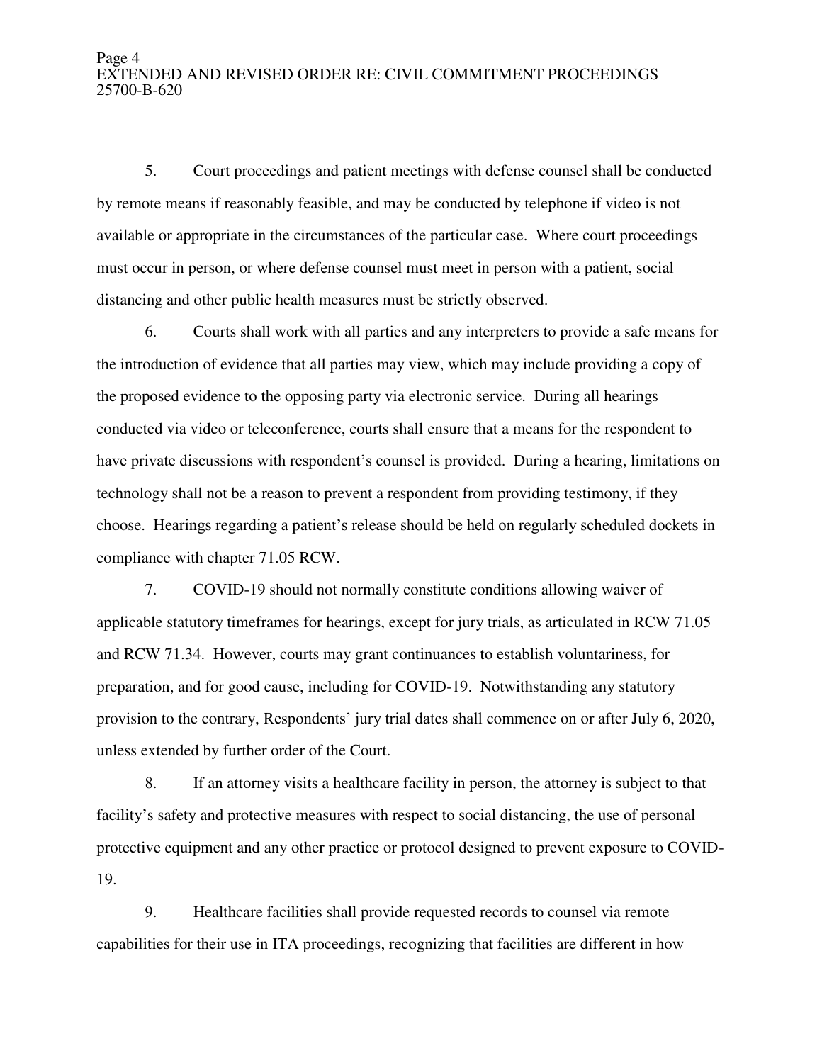5. Court proceedings and patient meetings with defense counsel shall be conducted by remote means if reasonably feasible, and may be conducted by telephone if video is not available or appropriate in the circumstances of the particular case. Where court proceedings must occur in person, or where defense counsel must meet in person with a patient, social distancing and other public health measures must be strictly observed.

6. Courts shall work with all parties and any interpreters to provide a safe means for the introduction of evidence that all parties may view, which may include providing a copy of the proposed evidence to the opposing party via electronic service. During all hearings conducted via video or teleconference, courts shall ensure that a means for the respondent to have private discussions with respondent's counsel is provided. During a hearing, limitations on technology shall not be a reason to prevent a respondent from providing testimony, if they choose. Hearings regarding a patient's release should be held on regularly scheduled dockets in compliance with chapter 71.05 RCW.

7. COVID-19 should not normally constitute conditions allowing waiver of applicable statutory timeframes for hearings, except for jury trials, as articulated in RCW 71.05 and RCW 71.34. However, courts may grant continuances to establish voluntariness, for preparation, and for good cause, including for COVID-19. Notwithstanding any statutory provision to the contrary, Respondents' jury trial dates shall commence on or after July 6, 2020, unless extended by further order of the Court.

8. If an attorney visits a healthcare facility in person, the attorney is subject to that facility's safety and protective measures with respect to social distancing, the use of personal protective equipment and any other practice or protocol designed to prevent exposure to COVID-19.

9. Healthcare facilities shall provide requested records to counsel via remote capabilities for their use in ITA proceedings, recognizing that facilities are different in how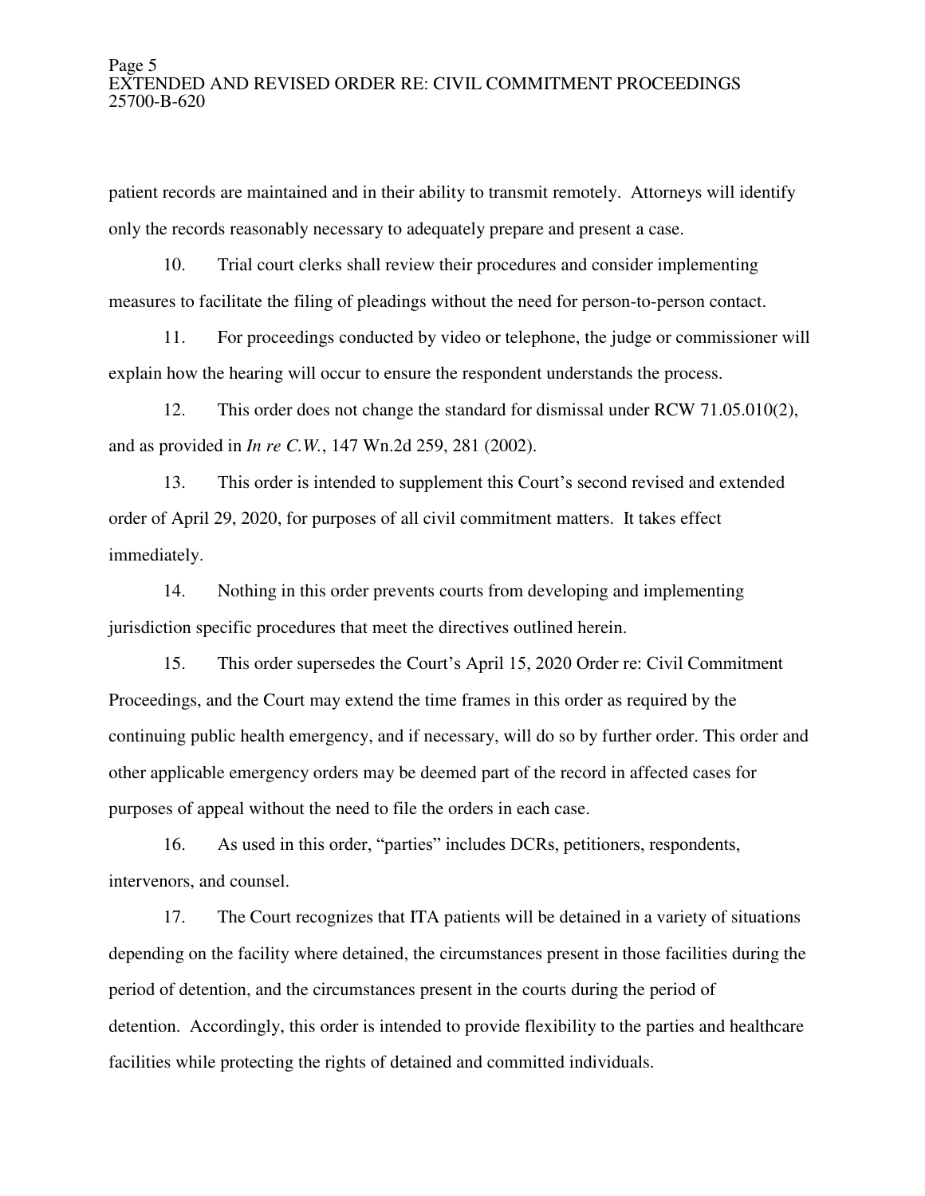patient records are maintained and in their ability to transmit remotely. Attorneys will identify only the records reasonably necessary to adequately prepare and present a case.

10. Trial court clerks shall review their procedures and consider implementing measures to facilitate the filing of pleadings without the need for person-to-person contact.

11. For proceedings conducted by video or telephone, the judge or commissioner will explain how the hearing will occur to ensure the respondent understands the process.

12. This order does not change the standard for dismissal under RCW 71.05.010(2), and as provided in *In re C.W.*, 147 Wn.2d 259, 281 (2002).

13. This order is intended to supplement this Court's second revised and extended order of April 29, 2020, for purposes of all civil commitment matters. It takes effect immediately.

14. Nothing in this order prevents courts from developing and implementing jurisdiction specific procedures that meet the directives outlined herein.

15. This order supersedes the Court's April 15, 2020 Order re: Civil Commitment Proceedings, and the Court may extend the time frames in this order as required by the continuing public health emergency, and if necessary, will do so by further order. This order and other applicable emergency orders may be deemed part of the record in affected cases for purposes of appeal without the need to file the orders in each case.

16. As used in this order, "parties" includes DCRs, petitioners, respondents, intervenors, and counsel.

17. The Court recognizes that ITA patients will be detained in a variety of situations depending on the facility where detained, the circumstances present in those facilities during the period of detention, and the circumstances present in the courts during the period of detention. Accordingly, this order is intended to provide flexibility to the parties and healthcare facilities while protecting the rights of detained and committed individuals.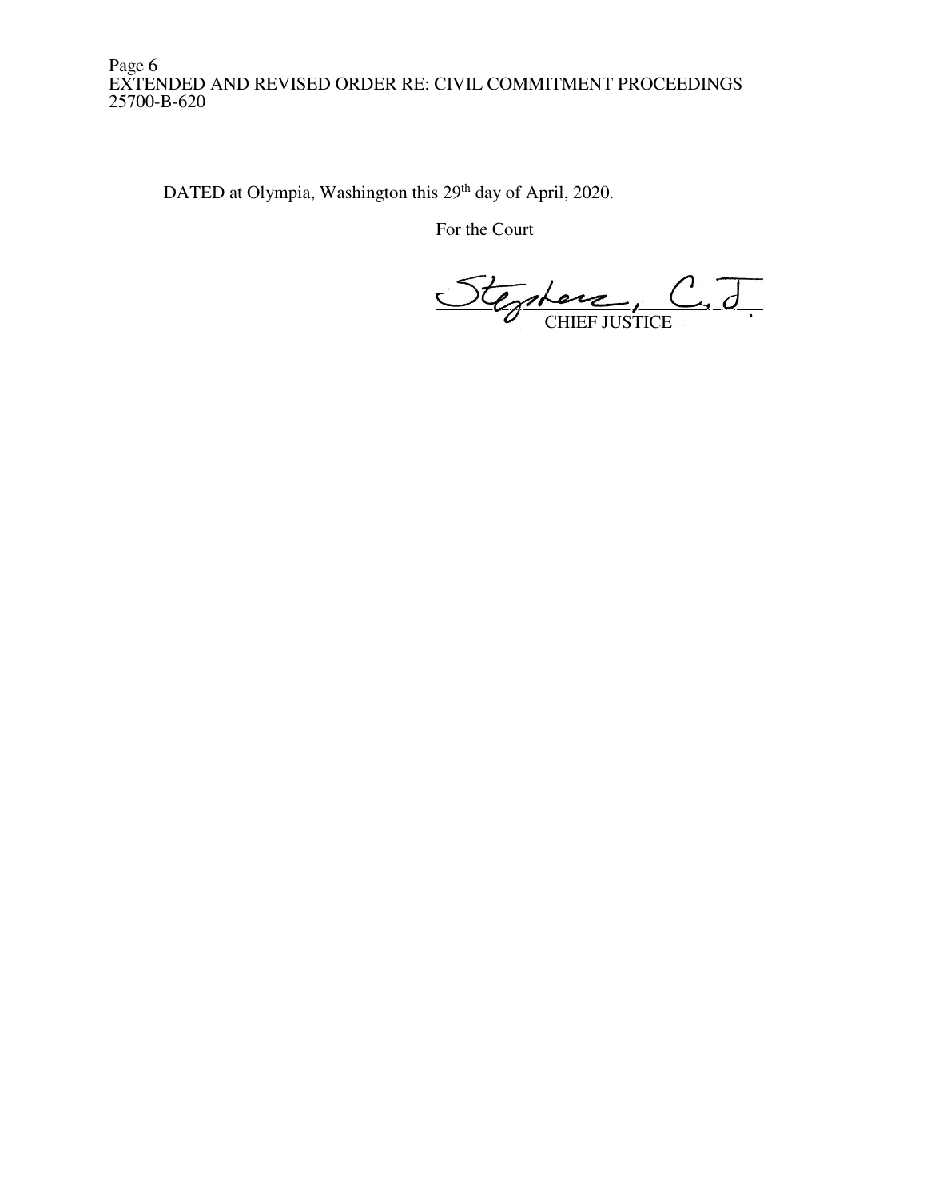DATED at Olympia, Washington this 29th day of April, 2020.

For the Court

Stephens, C.J.

CHIEF JUSTICE